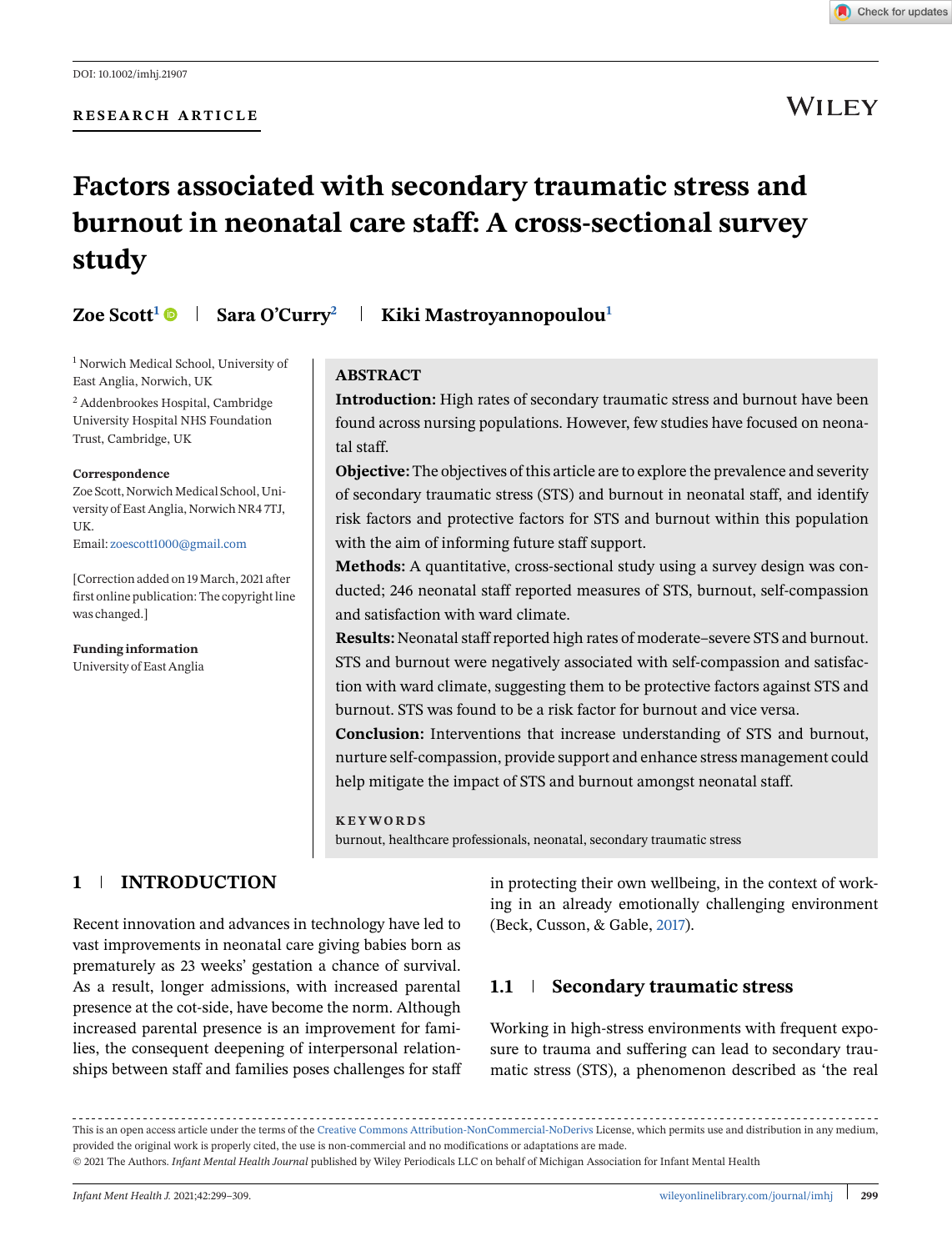DOI: 10.1002/imhj.21907

RESEARCH ARTICLE

# Factors associated with secondary traumatic stress and burnout in neonatal care staff: A cross-sectional survey study

**Zoe Scott**[1] | **Sara O'Curry**[2] | **Kiki Mastroyannopoulou**[1]

[1] Norwich Medical School, University of East Anglia, Norwich, UK

[2] Addenbrookes Hospital, Cambridge University Hospital NHS Foundation Trust, Cambridge, UK

**Correspondence**
Zoe Scott, Norwich Medical School, University of East Anglia, Norwich NR4 7TJ, UK.
Email: zoescott1000@gmail.com

[Correction added on 19 March, 2021 after first online publication: The copyright line was changed.]

**Funding information**
University of East Anglia

## ABSTRACT

**Introduction:** High rates of secondary traumatic stress and burnout have been found across nursing populations. However, few studies have focused on neonatal staff.

**Objective:** The objectives of this article are to explore the prevalence and severity of secondary traumatic stress (STS) and burnout in neonatal staff, and identify risk factors and protective factors for STS and burnout within this population with the aim of informing future staff support.

**Methods:** A quantitative, cross-sectional study using a survey design was conducted; 246 neonatal staff reported measures of STS, burnout, self-compassion and satisfaction with ward climate.

**Results:** Neonatal staff reported high rates of moderate–severe STS and burnout. STS and burnout were negatively associated with self-compassion and satisfaction with ward climate, suggesting them to be protective factors against STS and burnout. STS was found to be a risk factor for burnout and vice versa.

**Conclusion:** Interventions that increase understanding of STS and burnout, nurture self-compassion, provide support and enhance stress management could help mitigate the impact of STS and burnout amongst neonatal staff.

**KEYWORDS**
burnout, healthcare professionals, neonatal, secondary traumatic stress

## 1 | INTRODUCTION

Recent innovation and advances in technology have led to vast improvements in neonatal care giving babies born as prematurely as 23 weeks' gestation a chance of survival. As a result, longer admissions, with increased parental presence at the cot-side, have become the norm. Although increased parental presence is an improvement for families, the consequent deepening of interpersonal relationships between staff and families poses challenges for staff in protecting their own wellbeing, in the context of working in an already emotionally challenging environment (Beck, Cusson, & Gable, 2017).

### 1.1 | Secondary traumatic stress

Working in high-stress environments with frequent exposure to trauma and suffering can lead to secondary traumatic stress (STS), a phenomenon described as 'the real

This is an open access article under the terms of the Creative Commons Attribution-NonCommercial-NoDerivs License, which permits use and distribution in any medium, provided the original work is properly cited, the use is non-commercial and no modifications or adaptations are made.
© 2021 The Authors. *Infant Mental Health Journal* published by Wiley Periodicals LLC on behalf of Michigan Association for Infant Mental Health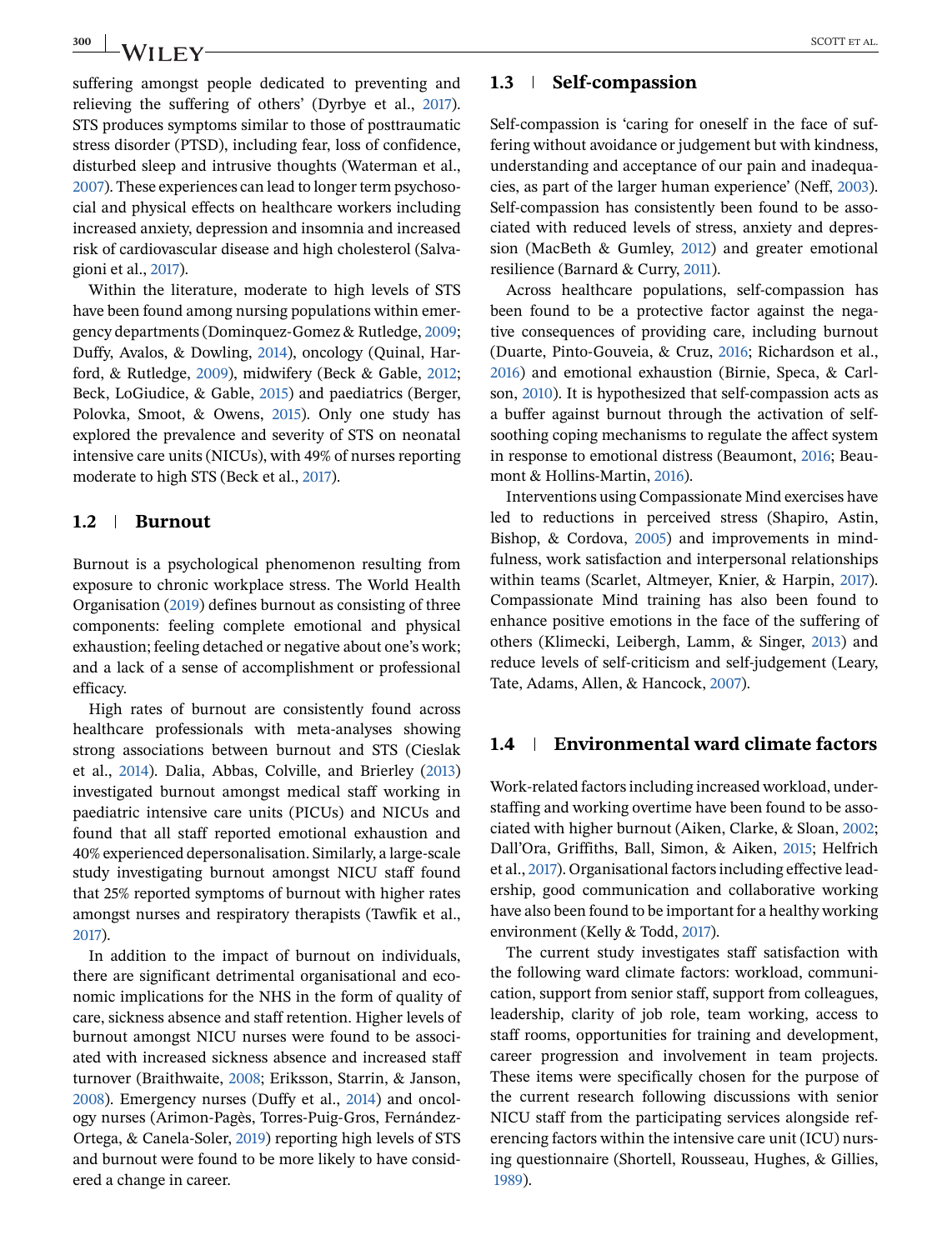suffering amongst people dedicated to preventing and relieving the suffering of others' (Dyrbye et al., 2017). STS produces symptoms similar to those of posttraumatic stress disorder (PTSD), including fear, loss of confidence, disturbed sleep and intrusive thoughts (Waterman et al., 2007). These experiences can lead to longer term psychosocial and physical effects on healthcare workers including increased anxiety, depression and insomnia and increased risk of cardiovascular disease and high cholesterol (Salvagioni et al., 2017).

Within the literature, moderate to high levels of STS have been found among nursing populations within emergency departments (Dominquez-Gomez & Rutledge, 2009; Duffy, Avalos, & Dowling, 2014), oncology (Quinal, Harford, & Rutledge, 2009), midwifery (Beck & Gable, 2012; Beck, LoGiudice, & Gable, 2015) and paediatrics (Berger, Polovka, Smoot, & Owens, 2015). Only one study has explored the prevalence and severity of STS on neonatal intensive care units (NICUs), with 49% of nurses reporting moderate to high STS (Beck et al., 2017).

## 1.2 | Burnout

Burnout is a psychological phenomenon resulting from exposure to chronic workplace stress. The World Health Organisation (2019) defines burnout as consisting of three components: feeling complete emotional and physical exhaustion; feeling detached or negative about one's work; and a lack of a sense of accomplishment or professional efficacy.

High rates of burnout are consistently found across healthcare professionals with meta-analyses showing strong associations between burnout and STS (Cieslak et al., 2014). Dalia, Abbas, Colville, and Brierley (2013) investigated burnout amongst medical staff working in paediatric intensive care units (PICUs) and NICUs and found that all staff reported emotional exhaustion and 40% experienced depersonalisation. Similarly, a large-scale study investigating burnout amongst NICU staff found that 25% reported symptoms of burnout with higher rates amongst nurses and respiratory therapists (Tawfik et al., 2017).

In addition to the impact of burnout on individuals, there are significant detrimental organisational and economic implications for the NHS in the form of quality of care, sickness absence and staff retention. Higher levels of burnout amongst NICU nurses were found to be associated with increased sickness absence and increased staff turnover (Braithwaite, 2008; Eriksson, Starrin, & Janson, 2008). Emergency nurses (Duffy et al., 2014) and oncology nurses (Arimon-Pagès, Torres-Puig-Gros, Fernández-Ortega, & Canela-Soler, 2019) reporting high levels of STS and burnout were found to be more likely to have considered a change in career.

## 1.3 | Self-compassion

Self-compassion is 'caring for oneself in the face of suffering without avoidance or judgement but with kindness, understanding and acceptance of our pain and inadequacies, as part of the larger human experience' (Neff, 2003). Self-compassion has consistently been found to be associated with reduced levels of stress, anxiety and depression (MacBeth & Gumley, 2012) and greater emotional resilience (Barnard & Curry, 2011).

Across healthcare populations, self-compassion has been found to be a protective factor against the negative consequences of providing care, including burnout (Duarte, Pinto-Gouveia, & Cruz, 2016; Richardson et al., 2016) and emotional exhaustion (Birnie, Speca, & Carlson, 2010). It is hypothesized that self-compassion acts as a buffer against burnout through the activation of self-soothing coping mechanisms to regulate the affect system in response to emotional distress (Beaumont, 2016; Beaumont & Hollins-Martin, 2016).

Interventions using Compassionate Mind exercises have led to reductions in perceived stress (Shapiro, Astin, Bishop, & Cordova, 2005) and improvements in mindfulness, work satisfaction and interpersonal relationships within teams (Scarlet, Altmeyer, Knier, & Harpin, 2017). Compassionate Mind training has also been found to enhance positive emotions in the face of the suffering of others (Klimecki, Leibergh, Lamm, & Singer, 2013) and reduce levels of self-criticism and self-judgement (Leary, Tate, Adams, Allen, & Hancock, 2007).

## 1.4 | Environmental ward climate factors

Work-related factors including increased workload, understaffing and working overtime have been found to be associated with higher burnout (Aiken, Clarke, & Sloan, 2002; Dall'Ora, Griffiths, Ball, Simon, & Aiken, 2015; Helfrich et al., 2017). Organisational factors including effective leadership, good communication and collaborative working have also been found to be important for a healthy working environment (Kelly & Todd, 2017).

The current study investigates staff satisfaction with the following ward climate factors: workload, communication, support from senior staff, support from colleagues, leadership, clarity of job role, team working, access to staff rooms, opportunities for training and development, career progression and involvement in team projects. These items were specifically chosen for the purpose of the current research following discussions with senior NICU staff from the participating services alongside referencing factors within the intensive care unit (ICU) nursing questionnaire (Shortell, Rousseau, Hughes, & Gillies, 1989).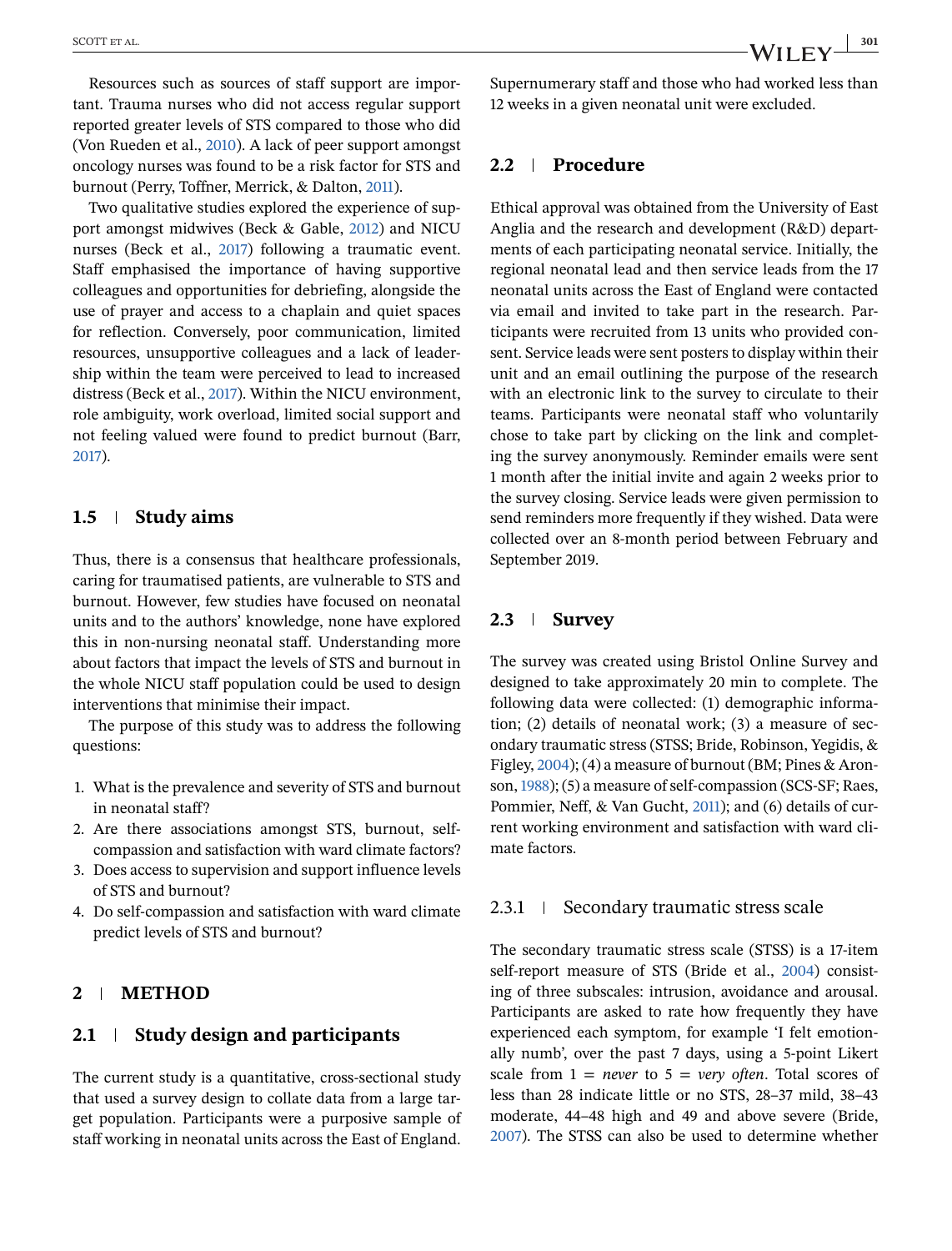Resources such as sources of staff support are important. Trauma nurses who did not access regular support reported greater levels of STS compared to those who did (Von Rueden et al., 2010). A lack of peer support amongst oncology nurses was found to be a risk factor for STS and burnout (Perry, Toffner, Merrick, & Dalton, 2011).

Two qualitative studies explored the experience of support amongst midwives (Beck & Gable, 2012) and NICU nurses (Beck et al., 2017) following a traumatic event. Staff emphasised the importance of having supportive colleagues and opportunities for debriefing, alongside the use of prayer and access to a chaplain and quiet spaces for reflection. Conversely, poor communication, limited resources, unsupportive colleagues and a lack of leadership within the team were perceived to lead to increased distress (Beck et al., 2017). Within the NICU environment, role ambiguity, work overload, limited social support and not feeling valued were found to predict burnout (Barr, 2017).

### 1.5 | Study aims

Thus, there is a consensus that healthcare professionals, caring for traumatised patients, are vulnerable to STS and burnout. However, few studies have focused on neonatal units and to the authors' knowledge, none have explored this in non-nursing neonatal staff. Understanding more about factors that impact the levels of STS and burnout in the whole NICU staff population could be used to design interventions that minimise their impact.

The purpose of this study was to address the following questions:

1. What is the prevalence and severity of STS and burnout in neonatal staff?
2. Are there associations amongst STS, burnout, self-compassion and satisfaction with ward climate factors?
3. Does access to supervision and support influence levels of STS and burnout?
4. Do self-compassion and satisfaction with ward climate predict levels of STS and burnout?

## 2 | METHOD

### 2.1 | Study design and participants

The current study is a quantitative, cross-sectional study that used a survey design to collate data from a large target population. Participants were a purposive sample of staff working in neonatal units across the East of England. Supernumerary staff and those who had worked less than 12 weeks in a given neonatal unit were excluded.

### 2.2 | Procedure

Ethical approval was obtained from the University of East Anglia and the research and development (R&D) departments of each participating neonatal service. Initially, the regional neonatal lead and then service leads from the 17 neonatal units across the East of England were contacted via email and invited to take part in the research. Participants were recruited from 13 units who provided consent. Service leads were sent posters to display within their unit and an email outlining the purpose of the research with an electronic link to the survey to circulate to their teams. Participants were neonatal staff who voluntarily chose to take part by clicking on the link and completing the survey anonymously. Reminder emails were sent 1 month after the initial invite and again 2 weeks prior to the survey closing. Service leads were given permission to send reminders more frequently if they wished. Data were collected over an 8-month period between February and September 2019.

### 2.3 | Survey

The survey was created using Bristol Online Survey and designed to take approximately 20 min to complete. The following data were collected: (1) demographic information; (2) details of neonatal work; (3) a measure of secondary traumatic stress (STSS; Bride, Robinson, Yegidis, & Figley, 2004); (4) a measure of burnout (BM; Pines & Aronson, 1988); (5) a measure of self-compassion (SCS-SF; Raes, Pommier, Neff, & Van Gucht, 2011); and (6) details of current working environment and satisfaction with ward climate factors.

#### 2.3.1 | Secondary traumatic stress scale

The secondary traumatic stress scale (STSS) is a 17-item self-report measure of STS (Bride et al., 2004) consisting of three subscales: intrusion, avoidance and arousal. Participants are asked to rate how frequently they have experienced each symptom, for example 'I felt emotionally numb', over the past 7 days, using a 5-point Likert scale from 1 = *never* to 5 = *very often*. Total scores of less than 28 indicate little or no STS, 28–37 mild, 38–43 moderate, 44–48 high and 49 and above severe (Bride, 2007). The STSS can also be used to determine whether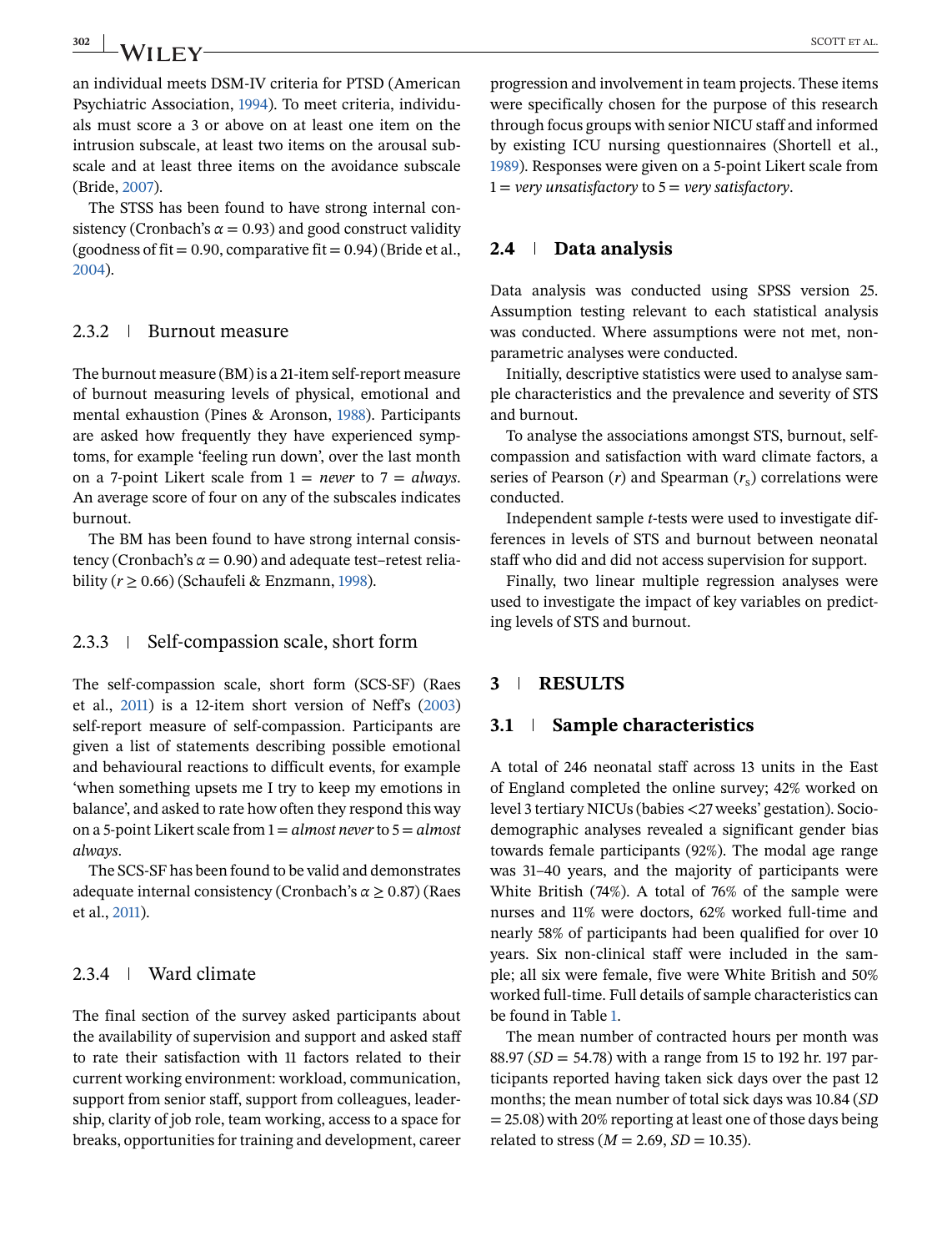an individual meets DSM-IV criteria for PTSD (American Psychiatric Association, 1994). To meet criteria, individuals must score a 3 or above on at least one item on the intrusion subscale, at least two items on the arousal subscale and at least three items on the avoidance subscale (Bride, 2007).

The STSS has been found to have strong internal consistency (Cronbach's $\alpha = 0.93$) and good construct validity (goodness of fit = 0.90, comparative fit = 0.94) (Bride et al., 2004).

#### 2.3.2 | Burnout measure

The burnout measure (BM) is a 21-item self-report measure of burnout measuring levels of physical, emotional and mental exhaustion (Pines & Aronson, 1988). Participants are asked how frequently they have experienced symptoms, for example 'feeling run down', over the last month on a 7-point Likert scale from 1 = *never* to 7 = *always*. An average score of four on any of the subscales indicates burnout.

The BM has been found to have strong internal consistency (Cronbach's $\alpha = 0.90$) and adequate test–retest reliability ($r \geq 0.66$) (Schaufeli & Enzmann, 1998).

#### 2.3.3 | Self-compassion scale, short form

The self-compassion scale, short form (SCS-SF) (Raes et al., 2011) is a 12-item short version of Neff's (2003) self-report measure of self-compassion. Participants are given a list of statements describing possible emotional and behavioural reactions to difficult events, for example 'when something upsets me I try to keep my emotions in balance', and asked to rate how often they respond this way on a 5-point Likert scale from 1 = *almost never* to 5 = *almost always*.

The SCS-SF has been found to be valid and demonstrates adequate internal consistency (Cronbach's $\alpha \geq 0.87$) (Raes et al., 2011).

#### 2.3.4 | Ward climate

The final section of the survey asked participants about the availability of supervision and support and asked staff to rate their satisfaction with 11 factors related to their current working environment: workload, communication, support from senior staff, support from colleagues, leadership, clarity of job role, team working, access to a space for breaks, opportunities for training and development, career progression and involvement in team projects. These items were specifically chosen for the purpose of this research through focus groups with senior NICU staff and informed by existing ICU nursing questionnaires (Shortell et al., 1989). Responses were given on a 5-point Likert scale from 1 = *very unsatisfactory* to 5 = *very satisfactory*.

### 2.4 | Data analysis

Data analysis was conducted using SPSS version 25. Assumption testing relevant to each statistical analysis was conducted. Where assumptions were not met, non-parametric analyses were conducted.

Initially, descriptive statistics were used to analyse sample characteristics and the prevalence and severity of STS and burnout.

To analyse the associations amongst STS, burnout, self-compassion and satisfaction with ward climate factors, a series of Pearson ($r$) and Spearman ($r_s$) correlations were conducted.

Independent sample $t$-tests were used to investigate differences in levels of STS and burnout between neonatal staff who did and did not access supervision for support.

Finally, two linear multiple regression analyses were used to investigate the impact of key variables on predicting levels of STS and burnout.

## 3 | RESULTS

### 3.1 | Sample characteristics

A total of 246 neonatal staff across 13 units in the East of England completed the online survey; 42% worked on level 3 tertiary NICUs (babies <27 weeks' gestation). Sociodemographic analyses revealed a significant gender bias towards female participants (92%). The modal age range was 31–40 years, and the majority of participants were White British (74%). A total of 76% of the sample were nurses and 11% were doctors, 62% worked full-time and nearly 58% of participants had been qualified for over 10 years. Six non-clinical staff were included in the sample; all six were female, five were White British and 50% worked full-time. Full details of sample characteristics can be found in Table 1.

The mean number of contracted hours per month was 88.97 ($SD$ = 54.78) with a range from 15 to 192 hr. 197 participants reported having taken sick days over the past 12 months; the mean number of total sick days was 10.84 ($SD$ = 25.08) with 20% reporting at least one of those days being related to stress ($M$ = 2.69, $SD$ = 10.35).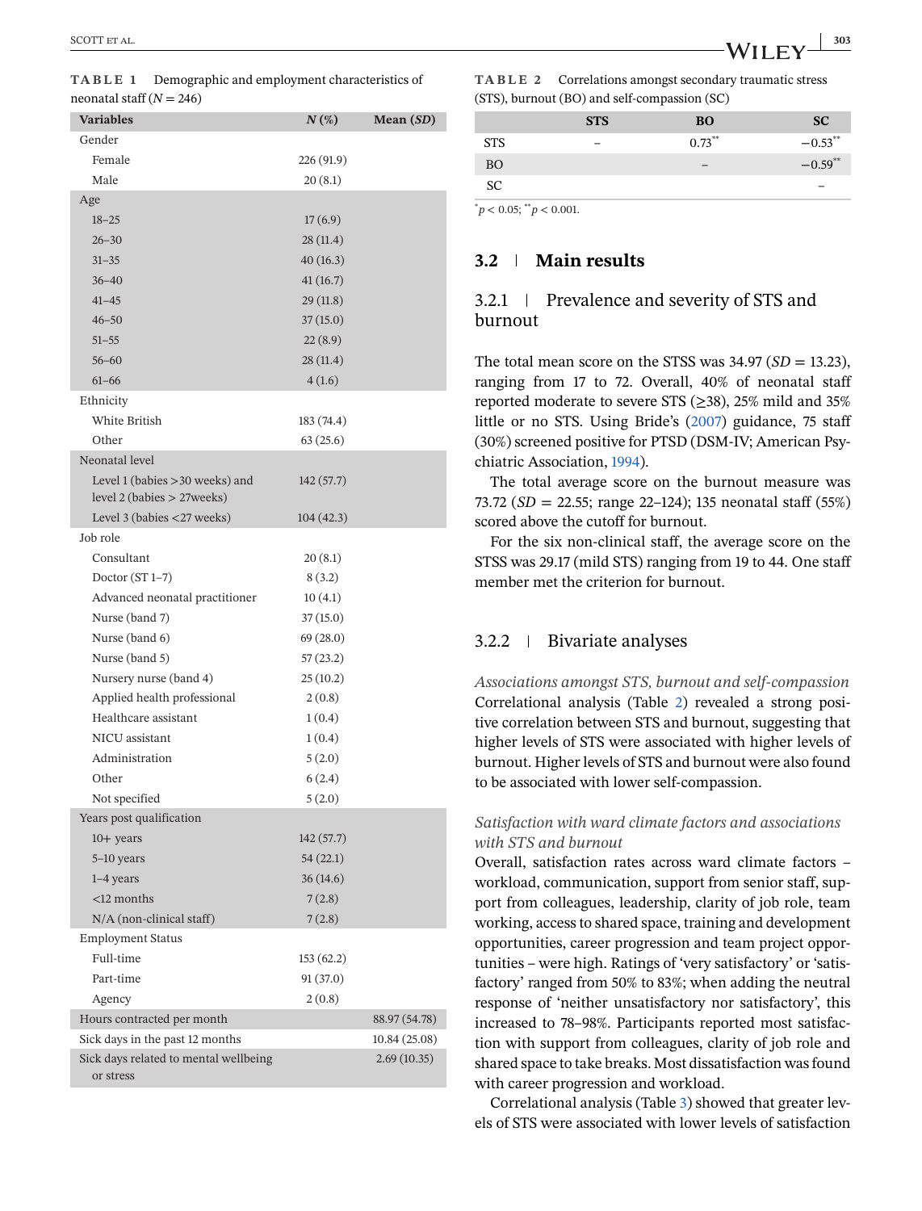**TABLE 1** Demographic and employment characteristics of neonatal staff ($N = 246$)

| Variables | N (%) | Mean (SD) |
|---|---|---|
| Gender | | |
| Female | 226 (91.9) | |
| Male | 20 (8.1) | |
| Age | | |
| 18–25 | 17 (6.9) | |
| 26–30 | 28 (11.4) | |
| 31–35 | 40 (16.3) | |
| 36–40 | 41 (16.7) | |
| 41–45 | 29 (11.8) | |
| 46–50 | 37 (15.0) | |
| 51–55 | 22 (8.9) | |
| 56–60 | 28 (11.4) | |
| 61–66 | 4 (1.6) | |
| Ethnicity | | |
| White British | 183 (74.4) | |
| Other | 63 (25.6) | |
| Neonatal level | | |
| Level 1 (babies >30 weeks) and level 2 (babies > 27weeks) | 142 (57.7) | |
| Level 3 (babies <27 weeks) | 104 (42.3) | |
| Job role | | |
| Consultant | 20 (8.1) | |
| Doctor (ST 1–7) | 8 (3.2) | |
| Advanced neonatal practitioner | 10 (4.1) | |
| Nurse (band 7) | 37 (15.0) | |
| Nurse (band 6) | 69 (28.0) | |
| Nurse (band 5) | 57 (23.2) | |
| Nursery nurse (band 4) | 25 (10.2) | |
| Applied health professional | 2 (0.8) | |
| Healthcare assistant | 1 (0.4) | |
| NICU assistant | 1 (0.4) | |
| Administration | 5 (2.0) | |
| Other | 6 (2.4) | |
| Not specified | 5 (2.0) | |
| Years post qualification | | |
| 10+ years | 142 (57.7) | |
| 5–10 years | 54 (22.1) | |
| 1–4 years | 36 (14.6) | |
| <12 months | 7 (2.8) | |
| N/A (non-clinical staff) | 7 (2.8) | |
| Employment Status | | |
| Full-time | 153 (62.2) | |
| Part-time | 91 (37.0) | |
| Agency | 2 (0.8) | |
| Hours contracted per month | | 88.97 (54.78) |
| Sick days in the past 12 months | | 10.84 (25.08) |
| Sick days related to mental wellbeing or stress | | 2.69 (10.35) |

**TABLE 2** Correlations amongst secondary traumatic stress (STS), burnout (BO) and self-compassion (SC)

| | STS | BO | SC |
|---|---|---|---|
| STS | – | 0.73** | −0.53** |
| BO | | – | −0.59** |
| SC | | | – |

*$p < 0.05$; **$p < 0.001$.

## 3.2 | Main results

### 3.2.1 | Prevalence and severity of STS and burnout

The total mean score on the STSS was 34.97 ($SD = 13.23$), ranging from 17 to 72. Overall, 40% of neonatal staff reported moderate to severe STS (≥38), 25% mild and 35% little or no STS. Using Bride's (2007) guidance, 75 staff (30%) screened positive for PTSD (DSM-IV; American Psychiatric Association, 1994).

The total average score on the burnout measure was 73.72 ($SD = 22.55$; range 22–124); 135 neonatal staff (55%) scored above the cutoff for burnout.

For the six non-clinical staff, the average score on the STSS was 29.17 (mild STS) ranging from 19 to 44. One staff member met the criterion for burnout.

### 3.2.2 | Bivariate analyses

*Associations amongst STS, burnout and self-compassion*
Correlational analysis (Table 2) revealed a strong positive correlation between STS and burnout, suggesting that higher levels of STS were associated with higher levels of burnout. Higher levels of STS and burnout were also found to be associated with lower self-compassion.

*Satisfaction with ward climate factors and associations with STS and burnout*
Overall, satisfaction rates across ward climate factors – workload, communication, support from senior staff, support from colleagues, leadership, clarity of job role, team working, access to shared space, training and development opportunities, career progression and team project opportunities – were high. Ratings of 'very satisfactory' or 'satisfactory' ranged from 50% to 83%; when adding the neutral response of 'neither unsatisfactory nor satisfactory', this increased to 78–98%. Participants reported most satisfaction with support from colleagues, clarity of job role and shared space to take breaks. Most dissatisfaction was found with career progression and workload.

Correlational analysis (Table 3) showed that greater levels of STS were associated with lower levels of satisfaction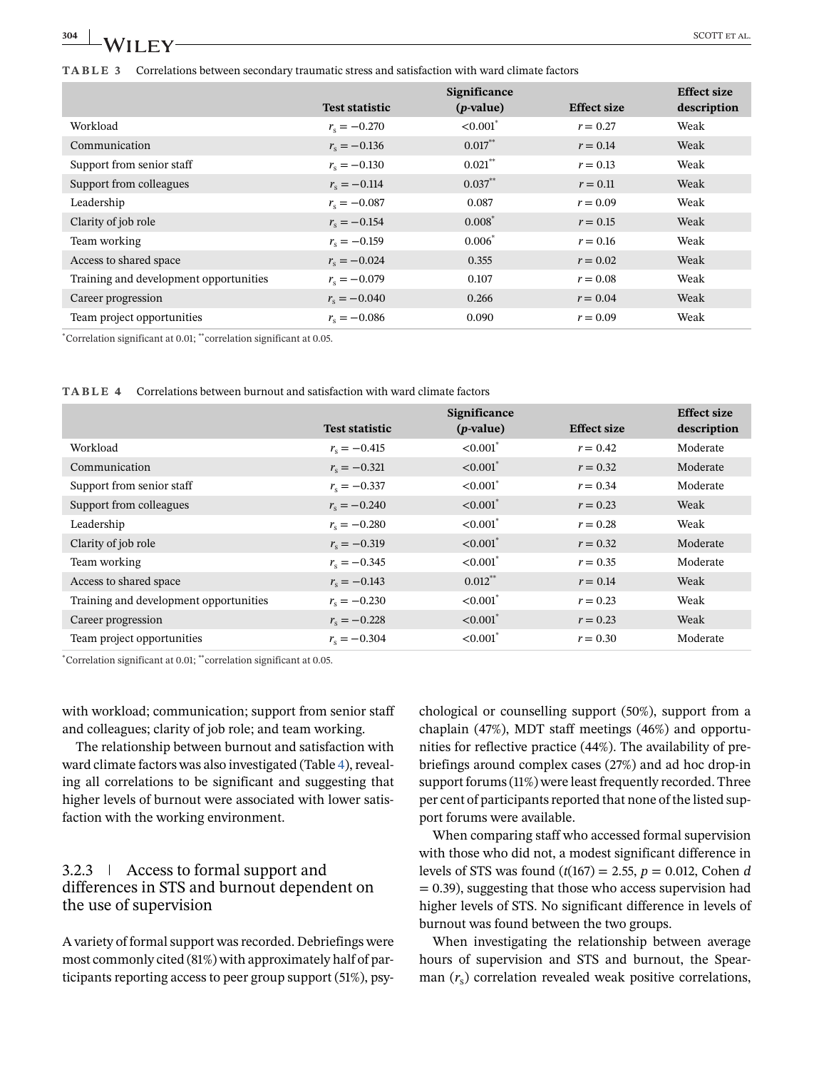**TABLE 3** Correlations between secondary traumatic stress and satisfaction with ward climate factors

| | Test statistic | Significance ($p$-value) | Effect size | Effect size description |
|---|---|---|---|---|
| Workload | $r_s = -0.270$ | <0.001* | $r = 0.27$ | Weak |
| Communication | $r_s = -0.136$ | 0.017** | $r = 0.14$ | Weak |
| Support from senior staff | $r_s = -0.130$ | 0.021** | $r = 0.13$ | Weak |
| Support from colleagues | $r_s = -0.114$ | 0.037** | $r = 0.11$ | Weak |
| Leadership | $r_s = -0.087$ | 0.087 | $r = 0.09$ | Weak |
| Clarity of job role | $r_s = -0.154$ | 0.008* | $r = 0.15$ | Weak |
| Team working | $r_s = -0.159$ | 0.006* | $r = 0.16$ | Weak |
| Access to shared space | $r_s = -0.024$ | 0.355 | $r = 0.02$ | Weak |
| Training and development opportunities | $r_s = -0.079$ | 0.107 | $r = 0.08$ | Weak |
| Career progression | $r_s = -0.040$ | 0.266 | $r = 0.04$ | Weak |
| Team project opportunities | $r_s = -0.086$ | 0.090 | $r = 0.09$ | Weak |

*Correlation significant at 0.01; **correlation significant at 0.05.

**TABLE 4** Correlations between burnout and satisfaction with ward climate factors

| | Test statistic | Significance ($p$-value) | Effect size | Effect size description |
|---|---|---|---|---|
| Workload | $r_s = -0.415$ | <0.001* | $r = 0.42$ | Moderate |
| Communication | $r_s = -0.321$ | <0.001* | $r = 0.32$ | Moderate |
| Support from senior staff | $r_s = -0.337$ | <0.001* | $r = 0.34$ | Moderate |
| Support from colleagues | $r_s = -0.240$ | <0.001* | $r = 0.23$ | Weak |
| Leadership | $r_s = -0.280$ | <0.001* | $r = 0.28$ | Weak |
| Clarity of job role | $r_s = -0.319$ | <0.001* | $r = 0.32$ | Moderate |
| Team working | $r_s = -0.345$ | <0.001* | $r = 0.35$ | Moderate |
| Access to shared space | $r_s = -0.143$ | 0.012** | $r = 0.14$ | Weak |
| Training and development opportunities | $r_s = -0.230$ | <0.001* | $r = 0.23$ | Weak |
| Career progression | $r_s = -0.228$ | <0.001* | $r = 0.23$ | Weak |
| Team project opportunities | $r_s = -0.304$ | <0.001* | $r = 0.30$ | Moderate |

*Correlation significant at 0.01; **correlation significant at 0.05.

with workload; communication; support from senior staff and colleagues; clarity of job role; and team working.

The relationship between burnout and satisfaction with ward climate factors was also investigated (Table 4), revealing all correlations to be significant and suggesting that higher levels of burnout were associated with lower satisfaction with the working environment.

### 3.2.3 | Access to formal support and differences in STS and burnout dependent on the use of supervision

A variety of formal support was recorded. Debriefings were most commonly cited (81%) with approximately half of participants reporting access to peer group support (51%), psychological or counselling support (50%), support from a chaplain (47%), MDT staff meetings (46%) and opportunities for reflective practice (44%). The availability of prebriefings around complex cases (27%) and ad hoc drop-in support forums (11%) were least frequently recorded. Three per cent of participants reported that none of the listed support forums were available.

When comparing staff who accessed formal supervision with those who did not, a modest significant difference in levels of STS was found ($t(167) = 2.55$, $p = 0.012$, Cohen $d = 0.39$), suggesting that those who access supervision had higher levels of STS. No significant difference in levels of burnout was found between the two groups.

When investigating the relationship between average hours of supervision and STS and burnout, the Spearman ($r_s$) correlation revealed weak positive correlations,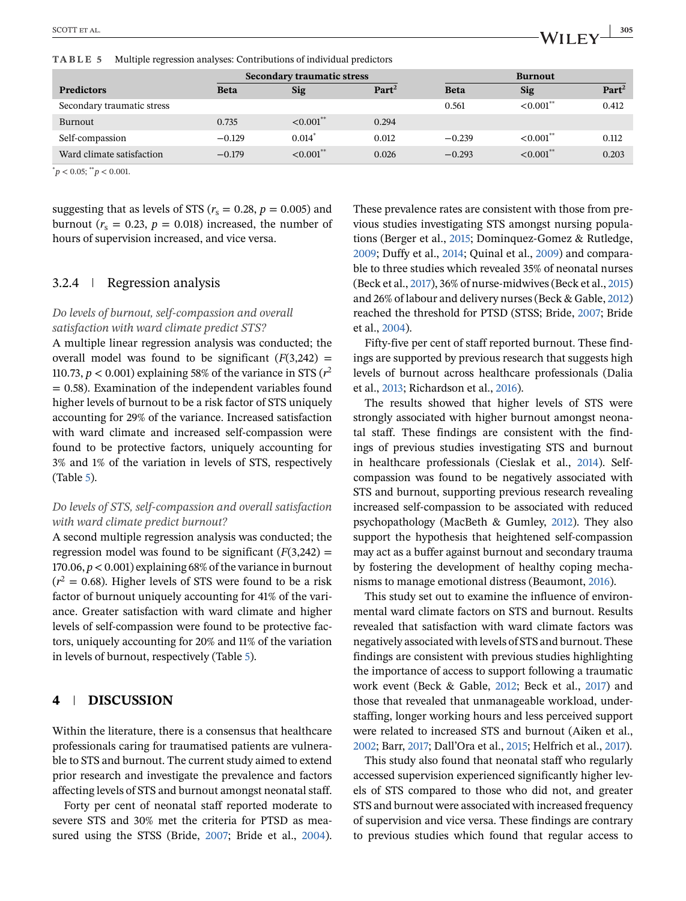**TABLE 5** Multiple regression analyses: Contributions of individual predictors

| Predictors | Secondary traumatic stress | | | Burnout | | |
|---|---|---|---|---|---|---|
| | Beta | Sig | Part$^2$ | Beta | Sig | Part$^2$ |
| Secondary traumatic stress | | | | 0.561 | <0.001** | 0.412 |
| Burnout | 0.735 | <0.001** | 0.294 | | | |
| Self-compassion | −0.129 | 0.014* | 0.012 | −0.239 | <0.001** | 0.112 |
| Ward climate satisfaction | −0.179 | <0.001** | 0.026 | −0.293 | <0.001** | 0.203 |

*$p < 0.05$; **$p < 0.001$.

suggesting that as levels of STS ($r_s = 0.28$, $p = 0.005$) and burnout ($r_s = 0.23$, $p = 0.018$) increased, the number of hours of supervision increased, and vice versa.

### 3.2.4 | Regression analysis

*Do levels of burnout, self-compassion and overall satisfaction with ward climate predict STS?*

A multiple linear regression analysis was conducted; the overall model was found to be significant ($F(3,242) = 110.73$, $p < 0.001$) explaining 58% of the variance in STS ($r^2 = 0.58$). Examination of the independent variables found higher levels of burnout to be a risk factor of STS uniquely accounting for 29% of the variance. Increased satisfaction with ward climate and increased self-compassion were found to be protective factors, uniquely accounting for 3% and 1% of the variation in levels of STS, respectively (Table 5).

*Do levels of STS, self-compassion and overall satisfaction with ward climate predict burnout?*

A second multiple regression analysis was conducted; the regression model was found to be significant ($F(3,242) = 170.06$, $p < 0.001$) explaining 68% of the variance in burnout ($r^2 = 0.68$). Higher levels of STS were found to be a risk factor of burnout uniquely accounting for 41% of the variance. Greater satisfaction with ward climate and higher levels of self-compassion were found to be protective factors, uniquely accounting for 20% and 11% of the variation in levels of burnout, respectively (Table 5).

## 4 | DISCUSSION

Within the literature, there is a consensus that healthcare professionals caring for traumatised patients are vulnerable to STS and burnout. The current study aimed to extend prior research and investigate the prevalence and factors affecting levels of STS and burnout amongst neonatal staff.

Forty per cent of neonatal staff reported moderate to severe STS and 30% met the criteria for PTSD as measured using the STSS (Bride, 2007; Bride et al., 2004). These prevalence rates are consistent with those from previous studies investigating STS amongst nursing populations (Berger et al., 2015; Dominquez-Gomez & Rutledge, 2009; Duffy et al., 2014; Quinal et al., 2009) and comparable to three studies which revealed 35% of neonatal nurses (Beck et al., 2017), 36% of nurse-midwives (Beck et al., 2015) and 26% of labour and delivery nurses (Beck & Gable, 2012) reached the threshold for PTSD (STSS; Bride, 2007; Bride et al., 2004).

Fifty-five per cent of staff reported burnout. These findings are supported by previous research that suggests high levels of burnout across healthcare professionals (Dalia et al., 2013; Richardson et al., 2016).

The results showed that higher levels of STS were strongly associated with higher burnout amongst neonatal staff. These findings are consistent with the findings of previous studies investigating STS and burnout in healthcare professionals (Cieslak et al., 2014). Self-compassion was found to be negatively associated with STS and burnout, supporting previous research revealing increased self-compassion to be associated with reduced psychopathology (MacBeth & Gumley, 2012). They also support the hypothesis that heightened self-compassion may act as a buffer against burnout and secondary trauma by fostering the development of healthy coping mechanisms to manage emotional distress (Beaumont, 2016).

This study set out to examine the influence of environmental ward climate factors on STS and burnout. Results revealed that satisfaction with ward climate factors was negatively associated with levels of STS and burnout. These findings are consistent with previous studies highlighting the importance of access to support following a traumatic work event (Beck & Gable, 2012; Beck et al., 2017) and those that revealed that unmanageable workload, understaffing, longer working hours and less perceived support were related to increased STS and burnout (Aiken et al., 2002; Barr, 2017; Dall'Ora et al., 2015; Helfrich et al., 2017).

This study also found that neonatal staff who regularly accessed supervision experienced significantly higher levels of STS compared to those who did not, and greater STS and burnout were associated with increased frequency of supervision and vice versa. These findings are contrary to previous studies which found that regular access to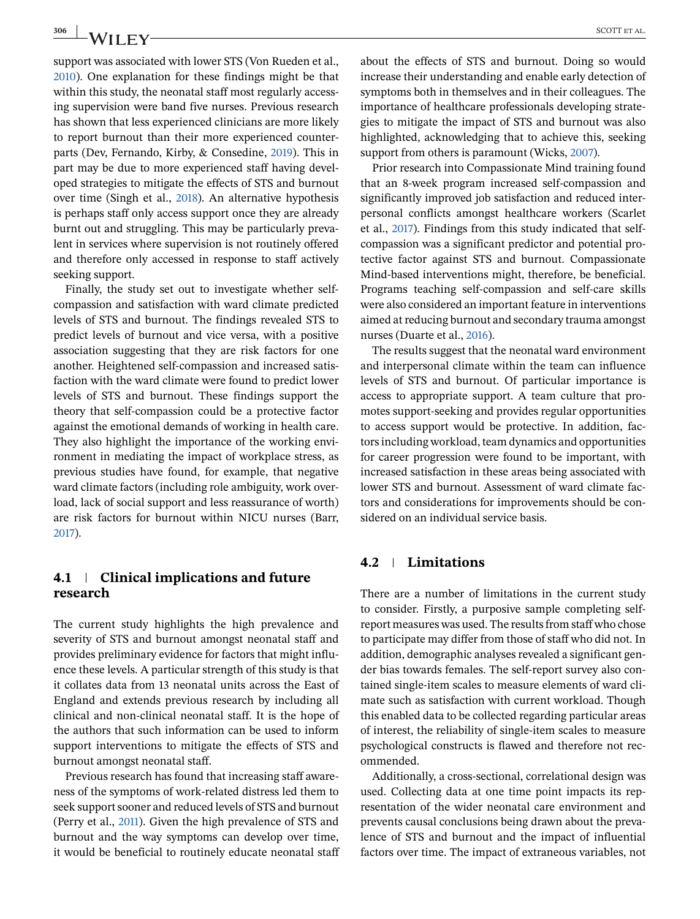support was associated with lower STS (Von Rueden et al., 2010). One explanation for these findings might be that within this study, the neonatal staff most regularly accessing supervision were band five nurses. Previous research has shown that less experienced clinicians are more likely to report burnout than their more experienced counterparts (Dev, Fernando, Kirby, & Consedine, 2019). This in part may be due to more experienced staff having developed strategies to mitigate the effects of STS and burnout over time (Singh et al., 2018). An alternative hypothesis is perhaps staff only access support once they are already burnt out and struggling. This may be particularly prevalent in services where supervision is not routinely offered and therefore only accessed in response to staff actively seeking support.

Finally, the study set out to investigate whether self-compassion and satisfaction with ward climate predicted levels of STS and burnout. The findings revealed STS to predict levels of burnout and vice versa, with a positive association suggesting that they are risk factors for one another. Heightened self-compassion and increased satisfaction with the ward climate were found to predict lower levels of STS and burnout. These findings support the theory that self-compassion could be a protective factor against the emotional demands of working in health care. They also highlight the importance of the working environment in mediating the impact of workplace stress, as previous studies have found, for example, that negative ward climate factors (including role ambiguity, work overload, lack of social support and less reassurance of worth) are risk factors for burnout within NICU nurses (Barr, 2017).

### 4.1 | Clinical implications and future research

The current study highlights the high prevalence and severity of STS and burnout amongst neonatal staff and provides preliminary evidence for factors that might influence these levels. A particular strength of this study is that it collates data from 13 neonatal units across the East of England and extends previous research by including all clinical and non-clinical neonatal staff. It is the hope of the authors that such information can be used to inform support interventions to mitigate the effects of STS and burnout amongst neonatal staff.

Previous research has found that increasing staff awareness of the symptoms of work-related distress led them to seek support sooner and reduced levels of STS and burnout (Perry et al., 2011). Given the high prevalence of STS and burnout and the way symptoms can develop over time, it would be beneficial to routinely educate neonatal staff about the effects of STS and burnout. Doing so would increase their understanding and enable early detection of symptoms both in themselves and in their colleagues. The importance of healthcare professionals developing strategies to mitigate the impact of STS and burnout was also highlighted, acknowledging that to achieve this, seeking support from others is paramount (Wicks, 2007).

Prior research into Compassionate Mind training found that an 8-week program increased self-compassion and significantly improved job satisfaction and reduced interpersonal conflicts amongst healthcare workers (Scarlet et al., 2017). Findings from this study indicated that self-compassion was a significant predictor and potential protective factor against STS and burnout. Compassionate Mind-based interventions might, therefore, be beneficial. Programs teaching self-compassion and self-care skills were also considered an important feature in interventions aimed at reducing burnout and secondary trauma amongst nurses (Duarte et al., 2016).

The results suggest that the neonatal ward environment and interpersonal climate within the team can influence levels of STS and burnout. Of particular importance is access to appropriate support. A team culture that promotes support-seeking and provides regular opportunities to access support would be protective. In addition, factors including workload, team dynamics and opportunities for career progression were found to be important, with increased satisfaction in these areas being associated with lower STS and burnout. Assessment of ward climate factors and considerations for improvements should be considered on an individual service basis.

### 4.2 | Limitations

There are a number of limitations in the current study to consider. Firstly, a purposive sample completing self-report measures was used. The results from staff who chose to participate may differ from those of staff who did not. In addition, demographic analyses revealed a significant gender bias towards females. The self-report survey also contained single-item scales to measure elements of ward climate such as satisfaction with current workload. Though this enabled data to be collected regarding particular areas of interest, the reliability of single-item scales to measure psychological constructs is flawed and therefore not recommended.

Additionally, a cross-sectional, correlational design was used. Collecting data at one time point impacts its representation of the wider neonatal care environment and prevents causal conclusions being drawn about the prevalence of STS and burnout and the impact of influential factors over time. The impact of extraneous variables, not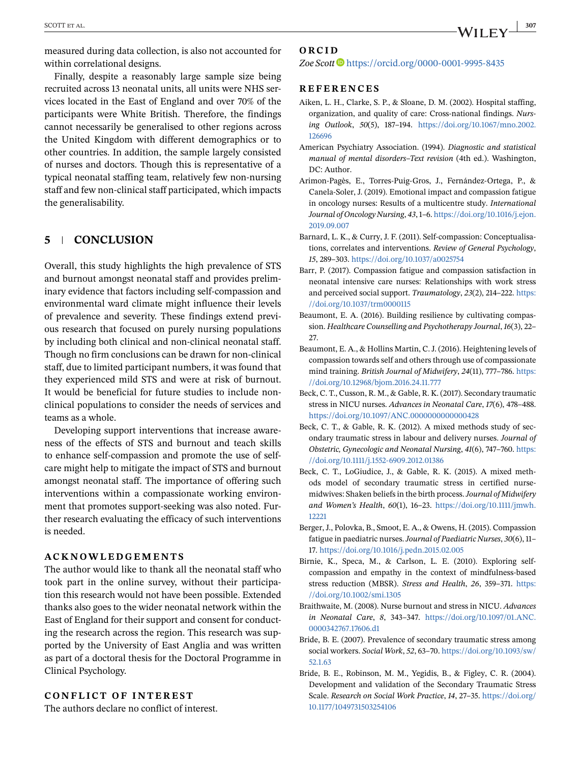measured during data collection, is also not accounted for within correlational designs.

Finally, despite a reasonably large sample size being recruited across 13 neonatal units, all units were NHS services located in the East of England and over 70% of the participants were White British. Therefore, the findings cannot necessarily be generalised to other regions across the United Kingdom with different demographics or to other countries. In addition, the sample largely consisted of nurses and doctors. Though this is representative of a typical neonatal staffing team, relatively few non-nursing staff and few non-clinical staff participated, which impacts the generalisability.

## 5 | CONCLUSION

Overall, this study highlights the high prevalence of STS and burnout amongst neonatal staff and provides preliminary evidence that factors including self-compassion and environmental ward climate might influence their levels of prevalence and severity. These findings extend previous research that focused on purely nursing populations by including both clinical and non-clinical neonatal staff. Though no firm conclusions can be drawn for non-clinical staff, due to limited participant numbers, it was found that they experienced mild STS and were at risk of burnout. It would be beneficial for future studies to include non-clinical populations to consider the needs of services and teams as a whole.

Developing support interventions that increase awareness of the effects of STS and burnout and teach skills to enhance self-compassion and promote the use of self-care might help to mitigate the impact of STS and burnout amongst neonatal staff. The importance of offering such interventions within a compassionate working environment that promotes support-seeking was also noted. Further research evaluating the efficacy of such interventions is needed.

## ACKNOWLEDGEMENTS

The author would like to thank all the neonatal staff who took part in the online survey, without their participation this research would not have been possible. Extended thanks also goes to the wider neonatal network within the East of England for their support and consent for conducting the research across the region. This research was supported by the University of East Anglia and was written as part of a doctoral thesis for the Doctoral Programme in Clinical Psychology.

## CONFLICT OF INTEREST

The authors declare no conflict of interest.

## ORCID

*Zoe Scott* https://orcid.org/0000-0001-9995-8435

## REFERENCES

Aiken, L. H., Clarke, S. P., & Sloane, D. M. (2002). Hospital staffing, organization, and quality of care: Cross-national findings. *Nursing Outlook*, *50*(5), 187–194. https://doi.org/10.1067/mno.2002.126696

American Psychiatry Association. (1994). *Diagnostic and statistical manual of mental disorders–Text revision* (4th ed.). Washington, DC: Author.

Arimon-Pagès, E., Torres-Puig-Gros, J., Fernández-Ortega, P., & Canela-Soler, J. (2019). Emotional impact and compassion fatigue in oncology nurses: Results of a multicentre study. *International Journal of Oncology Nursing*, *43*, 1–6. https://doi.org/10.1016/j.ejon.2019.09.007

Barnard, L. K., & Curry, J. F. (2011). Self-compassion: Conceptualisations, correlates and interventions. *Review of General Psychology*, *15*, 289–303. https://doi.org/10.1037/a0025754

Barr, P. (2017). Compassion fatigue and compassion satisfaction in neonatal intensive care nurses: Relationships with work stress and perceived social support. *Traumatology*, *23*(2), 214–222. https://doi.org/10.1037/trm0000115

Beaumont, E. A. (2016). Building resilience by cultivating compassion. *Healthcare Counselling and Psychotherapy Journal*, *16*(3), 22–27.

Beaumont, E. A., & Hollins Martin, C. J. (2016). Heightening levels of compassion towards self and others through use of compassionate mind training. *British Journal of Midwifery*, *24*(11), 777–786. https://doi.org/10.12968/bjom.2016.24.11.777

Beck, C. T., Cusson, R. M., & Gable, R. K. (2017). Secondary traumatic stress in NICU nurses. *Advances in Neonatal Care*, *17*(6), 478–488. https://doi.org/10.1097/ANC.0000000000000428

Beck, C. T., & Gable, R. K. (2012). A mixed methods study of secondary traumatic stress in labour and delivery nurses. *Journal of Obstetric, Gynecologic and Neonatal Nursing*, *41*(6), 747–760. https://doi.org/10.1111/j.1552-6909.2012.01386

Beck, C. T., LoGiudice, J., & Gable, R. K. (2015). A mixed methods model of secondary traumatic stress in certified nurse-midwives: Shaken beliefs in the birth process. *Journal of Midwifery and Women's Health*, *60*(1), 16–23. https://doi.org/10.1111/jmwh.12221

Berger, J., Polovka, B., Smoot, E. A., & Owens, H. (2015). Compassion fatigue in paediatric nurses. *Journal of Paediatric Nurses*, *30*(6), 11–17. https://doi.org/10.1016/j.pedn.2015.02.005

Birnie, K., Speca, M., & Carlson, L. E. (2010). Exploring self-compassion and empathy in the context of mindfulness-based stress reduction (MBSR). *Stress and Health*, *26*, 359–371. https://doi.org/10.1002/smi.1305

Braithwaite, M. (2008). Nurse burnout and stress in NICU. *Advances in Neonatal Care*, *8*, 343–347. https://doi.org/10.1097/01.ANC.0000342767.17606.d1

Bride, B. E. (2007). Prevalence of secondary traumatic stress among social workers. *Social Work*, *52*, 63–70. https://doi.org/10.1093/sw/52.1.63

Bride, B. E., Robinson, M. M., Yegidis, B., & Figley, C. R. (2004). Development and validation of the Secondary Traumatic Stress Scale. *Research on Social Work Practice*, *14*, 27–35. https://doi.org/10.1177/1049731503254106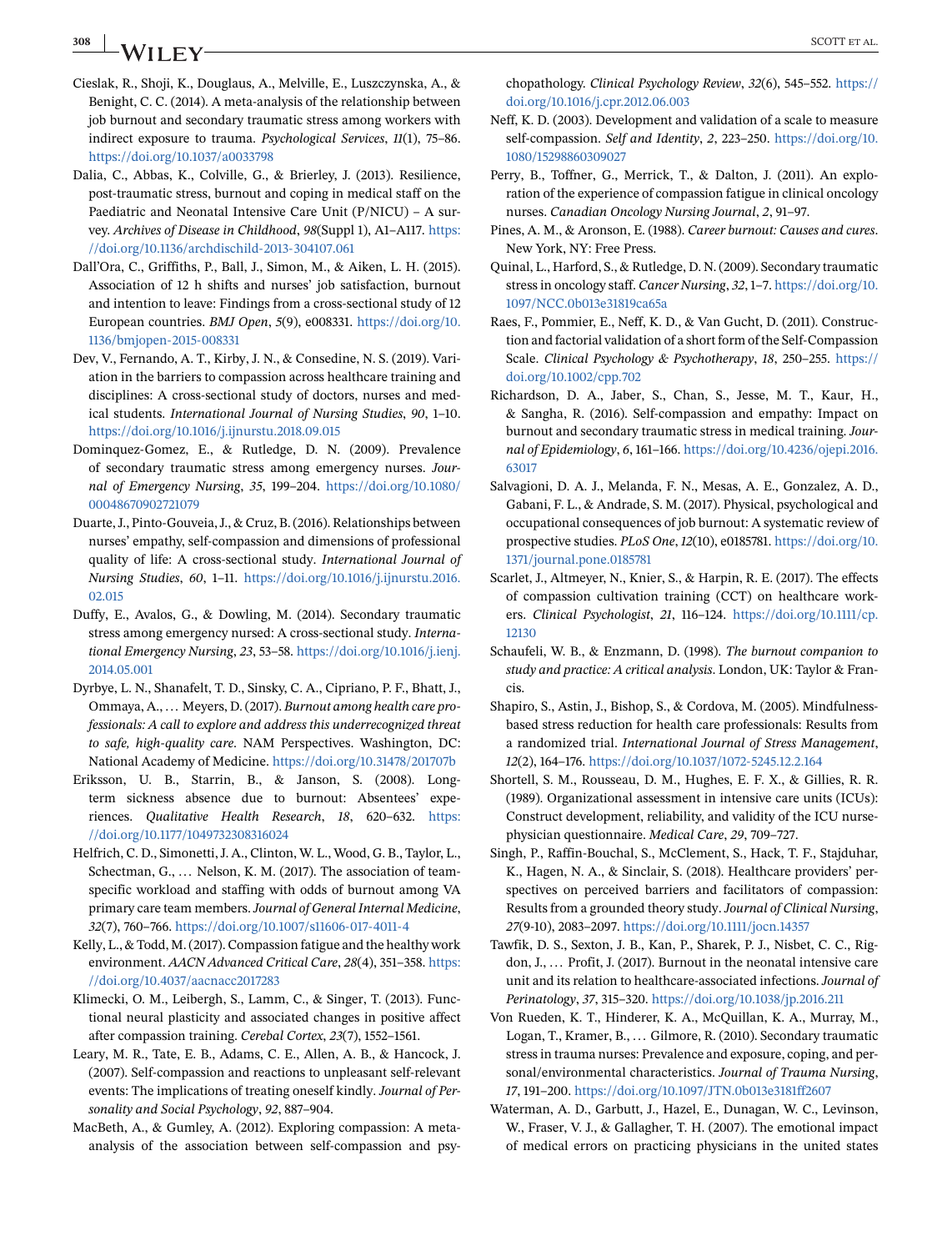Cieslak, R., Shoji, K., Douglaus, A., Melville, E., Luszczynska, A., & Benight, C. C. (2014). A meta-analysis of the relationship between job burnout and secondary traumatic stress among workers with indirect exposure to trauma. *Psychological Services*, *11*(1), 75–86. https://doi.org/10.1037/a0033798

Dalia, C., Abbas, K., Colville, G., & Brierley, J. (2013). Resilience, post-traumatic stress, burnout and coping in medical staff on the Paediatric and Neonatal Intensive Care Unit (P/NICU) – A survey. *Archives of Disease in Childhood*, *98*(Suppl 1), A1–A117. https://doi.org/10.1136/archdischild-2013-304107.061

Dall'Ora, C., Griffiths, P., Ball, J., Simon, M., & Aiken, L. H. (2015). Association of 12 h shifts and nurses' job satisfaction, burnout and intention to leave: Findings from a cross-sectional study of 12 European countries. *BMJ Open*, *5*(9), e008331. https://doi.org/10.1136/bmjopen-2015-008331

Dev, V., Fernando, A. T., Kirby, J. N., & Consedine, N. S. (2019). Variation in the barriers to compassion across healthcare training and disciplines: A cross-sectional study of doctors, nurses and medical students. *International Journal of Nursing Studies*, *90*, 1–10. https://doi.org/10.1016/j.ijnurstu.2018.09.015

Dominquez-Gomez, E., & Rutledge, D. N. (2009). Prevalence of secondary traumatic stress among emergency nurses. *Journal of Emergency Nursing*, *35*, 199–204. https://doi.org/10.1080/00048670902721079

Duarte, J., Pinto-Gouveia, J., & Cruz, B. (2016). Relationships between nurses' empathy, self-compassion and dimensions of professional quality of life: A cross-sectional study. *International Journal of Nursing Studies*, *60*, 1–11. https://doi.org/10.1016/j.ijnurstu.2016.02.015

Duffy, E., Avalos, G., & Dowling, M. (2014). Secondary traumatic stress among emergency nursed: A cross-sectional study. *International Emergency Nursing*, *23*, 53–58. https://doi.org/10.1016/j.ienj.2014.05.001

Dyrbye, L. N., Shanafelt, T. D., Sinsky, C. A., Cipriano, P. F., Bhatt, J., Ommaya, A., … Meyers, D. (2017). *Burnout among health care professionals: A call to explore and address this underrecognized threat to safe, high-quality care*. NAM Perspectives. Washington, DC: National Academy of Medicine. https://doi.org/10.31478/201707b

Eriksson, U. B., Starrin, B., & Janson, S. (2008). Long-term sickness absence due to burnout: Absentees' experiences. *Qualitative Health Research*, *18*, 620–632. https://doi.org/10.1177/1049732308316024

Helfrich, C. D., Simonetti, J. A., Clinton, W. L., Wood, G. B., Taylor, L., Schectman, G., … Nelson, K. M. (2017). The association of team-specific workload and staffing with odds of burnout among VA primary care team members. *Journal of General Internal Medicine*, *32*(7), 760–766. https://doi.org/10.1007/s11606-017-4011-4

Kelly, L., & Todd, M. (2017). Compassion fatigue and the healthy work environment. *AACN Advanced Critical Care*, *28*(4), 351–358. https://doi.org/10.4037/aacnacc2017283

Klimecki, O. M., Leibergh, S., Lamm, C., & Singer, T. (2013). Functional neural plasticity and associated changes in positive affect after compassion training. *Cerebal Cortex*, *23*(7), 1552–1561.

Leary, M. R., Tate, E. B., Adams, C. E., Allen, A. B., & Hancock, J. (2007). Self-compassion and reactions to unpleasant self-relevant events: The implications of treating oneself kindly. *Journal of Personality and Social Psychology*, *92*, 887–904.

MacBeth, A., & Gumley, A. (2012). Exploring compassion: A meta-analysis of the association between self-compassion and psychopathology. *Clinical Psychology Review*, *32*(6), 545–552. https://doi.org/10.1016/j.cpr.2012.06.003

Neff, K. D. (2003). Development and validation of a scale to measure self-compassion. *Self and Identity*, *2*, 223–250. https://doi.org/10.1080/15298860309027

Perry, B., Toffner, G., Merrick, T., & Dalton, J. (2011). An exploration of the experience of compassion fatigue in clinical oncology nurses. *Canadian Oncology Nursing Journal*, *2*, 91–97.

Pines, A. M., & Aronson, E. (1988). *Career burnout: Causes and cures*. New York, NY: Free Press.

Quinal, L., Harford, S., & Rutledge, D. N. (2009). Secondary traumatic stress in oncology staff. *Cancer Nursing*, *32*, 1–7. https://doi.org/10.1097/NCC.0b013e31819ca65a

Raes, F., Pommier, E., Neff, K. D., & Van Gucht, D. (2011). Construction and factorial validation of a short form of the Self-Compassion Scale. *Clinical Psychology & Psychotherapy*, *18*, 250–255. https://doi.org/10.1002/cpp.702

Richardson, D. A., Jaber, S., Chan, S., Jesse, M. T., Kaur, H., & Sangha, R. (2016). Self-compassion and empathy: Impact on burnout and secondary traumatic stress in medical training. *Journal of Epidemiology*, *6*, 161–166. https://doi.org/10.4236/ojepi.2016.63017

Salvagioni, D. A. J., Melanda, F. N., Mesas, A. E., Gonzalez, A. D., Gabani, F. L., & Andrade, S. M. (2017). Physical, psychological and occupational consequences of job burnout: A systematic review of prospective studies. *PLoS One*, *12*(10), e0185781. https://doi.org/10.1371/journal.pone.0185781

Scarlet, J., Altmeyer, N., Knier, S., & Harpin, R. E. (2017). The effects of compassion cultivation training (CCT) on healthcare workers. *Clinical Psychologist*, *21*, 116–124. https://doi.org/10.1111/cp.12130

Schaufeli, W. B., & Enzmann, D. (1998). *The burnout companion to study and practice: A critical analysis*. London, UK: Taylor & Francis.

Shapiro, S., Astin, J., Bishop, S., & Cordova, M. (2005). Mindfulness-based stress reduction for health care professionals: Results from a randomized trial. *International Journal of Stress Management*, *12*(2), 164–176. https://doi.org/10.1037/1072-5245.12.2.164

Shortell, S. M., Rousseau, D. M., Hughes, E. F. X., & Gillies, R. R. (1989). Organizational assessment in intensive care units (ICUs): Construct development, reliability, and validity of the ICU nurse-physician questionnaire. *Medical Care*, *29*, 709–727.

Singh, P., Raffin-Bouchal, S., McClement, S., Hack, T. F., Stajduhar, K., Hagen, N. A., & Sinclair, S. (2018). Healthcare providers' perspectives on perceived barriers and facilitators of compassion: Results from a grounded theory study. *Journal of Clinical Nursing*, *27*(9-10), 2083–2097. https://doi.org/10.1111/jocn.14357

Tawfik, D. S., Sexton, J. B., Kan, P., Sharek, P. J., Nisbet, C. C., Rigdon, J., … Profit, J. (2017). Burnout in the neonatal intensive care unit and its relation to healthcare-associated infections. *Journal of Perinatology*, *37*, 315–320. https://doi.org/10.1038/jp.2016.211

Von Rueden, K. T., Hinderer, K. A., McQuillan, K. A., Murray, M., Logan, T., Kramer, B., … Gilmore, R. (2010). Secondary traumatic stress in trauma nurses: Prevalence and exposure, coping, and personal/environmental characteristics. *Journal of Trauma Nursing*, *17*, 191–200. https://doi.org/10.1097/JTN.0b013e3181ff2607

Waterman, A. D., Garbutt, J., Hazel, E., Dunagan, W. C., Levinson, W., Fraser, V. J., & Gallagher, T. H. (2007). The emotional impact of medical errors on practicing physicians in the united states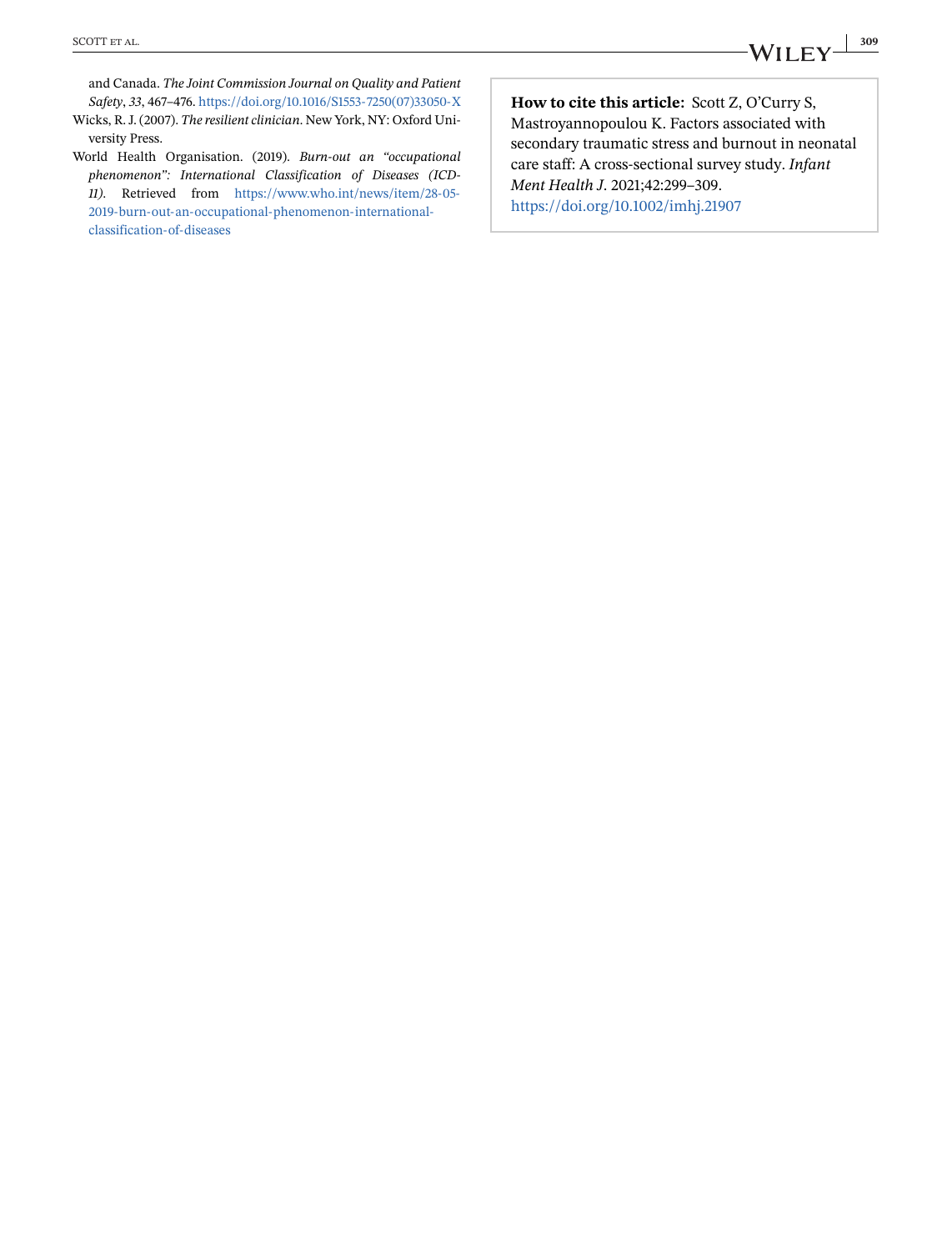and Canada. *The Joint Commission Journal on Quality and Patient Safety*, *33*, 467–476. https://doi.org/10.1016/S1553-7250(07)33050-X

Wicks, R. J. (2007). *The resilient clinician*. New York, NY: Oxford University Press.

World Health Organisation. (2019). *Burn-out an "occupational phenomenon": International Classification of Diseases (ICD-11)*. Retrieved from https://www.who.int/news/item/28-05-2019-burn-out-an-occupational-phenomenon-international-classification-of-diseases

**How to cite this article:** Scott Z, O'Curry S, Mastroyannopoulou K. Factors associated with secondary traumatic stress and burnout in neonatal care staff: A cross-sectional survey study. *Infant Ment Health J*. 2021;42:299–309. https://doi.org/10.1002/imhj.21907